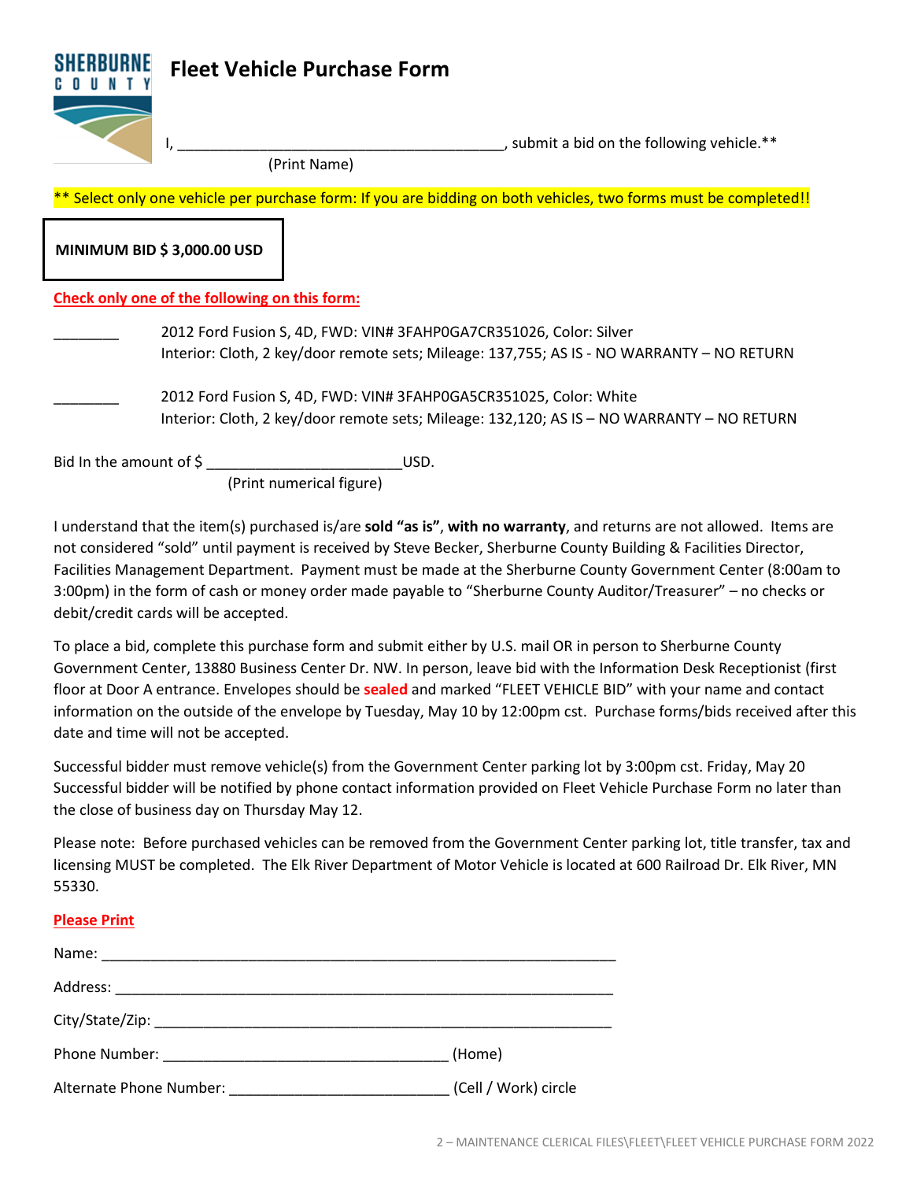SHERBURNE COUNTY

# Fleet Vehicle Purchase Form

I, ________________________________________, submit a bid on the following vehicle.**
(Print Name)

** Select only one vehicle per purchase form: If you are bidding on both vehicles, two forms must be completed!!

**MINIMUM BID $ 3,000.00 USD**

**Check only one of the following on this form:**

________ 2012 Ford Fusion S, 4D, FWD: VIN# 3FAHP0GA7CR351026, Color: Silver
Interior: Cloth, 2 key/door remote sets; Mileage: 137,755; AS IS - NO WARRANTY – NO RETURN

________ 2012 Ford Fusion S, 4D, FWD: VIN# 3FAHP0GA5CR351025, Color: White
Interior: Cloth, 2 key/door remote sets; Mileage: 132,120; AS IS – NO WARRANTY – NO RETURN

Bid In the amount of $ _______________________USD.
(Print numerical figure)

I understand that the item(s) purchased is/are **sold "as is"**, **with no warranty**, and returns are not allowed. Items are not considered "sold" until payment is received by Steve Becker, Sherburne County Building & Facilities Director, Facilities Management Department. Payment must be made at the Sherburne County Government Center (8:00am to 3:00pm) in the form of cash or money order made payable to "Sherburne County Auditor/Treasurer" – no checks or debit/credit cards will be accepted.

To place a bid, complete this purchase form and submit either by U.S. mail OR in person to Sherburne County Government Center, 13880 Business Center Dr. NW. In person, leave bid with the Information Desk Receptionist (first floor at Door A entrance. Envelopes should be **sealed** and marked "FLEET VEHICLE BID" with your name and contact information on the outside of the envelope by Tuesday, May 10 by 12:00pm cst. Purchase forms/bids received after this date and time will not be accepted.

Successful bidder must remove vehicle(s) from the Government Center parking lot by 3:00pm cst. Friday, May 20 Successful bidder will be notified by phone contact information provided on Fleet Vehicle Purchase Form no later than the close of business day on Thursday May 12.

Please note: Before purchased vehicles can be removed from the Government Center parking lot, title transfer, tax and licensing MUST be completed. The Elk River Department of Motor Vehicle is located at 600 Railroad Dr. Elk River, MN 55330.

**Please Print**

Name: _______________________________________________________________

Address: _____________________________________________________________

City/State/Zip: ________________________________________________________

Phone Number: __________________________________ (Home)

Alternate Phone Number: __________________________ (Cell / Work) circle

2 – MAINTENANCE CLERICAL FILES\FLEET\FLEET VEHICLE PURCHASE FORM 2022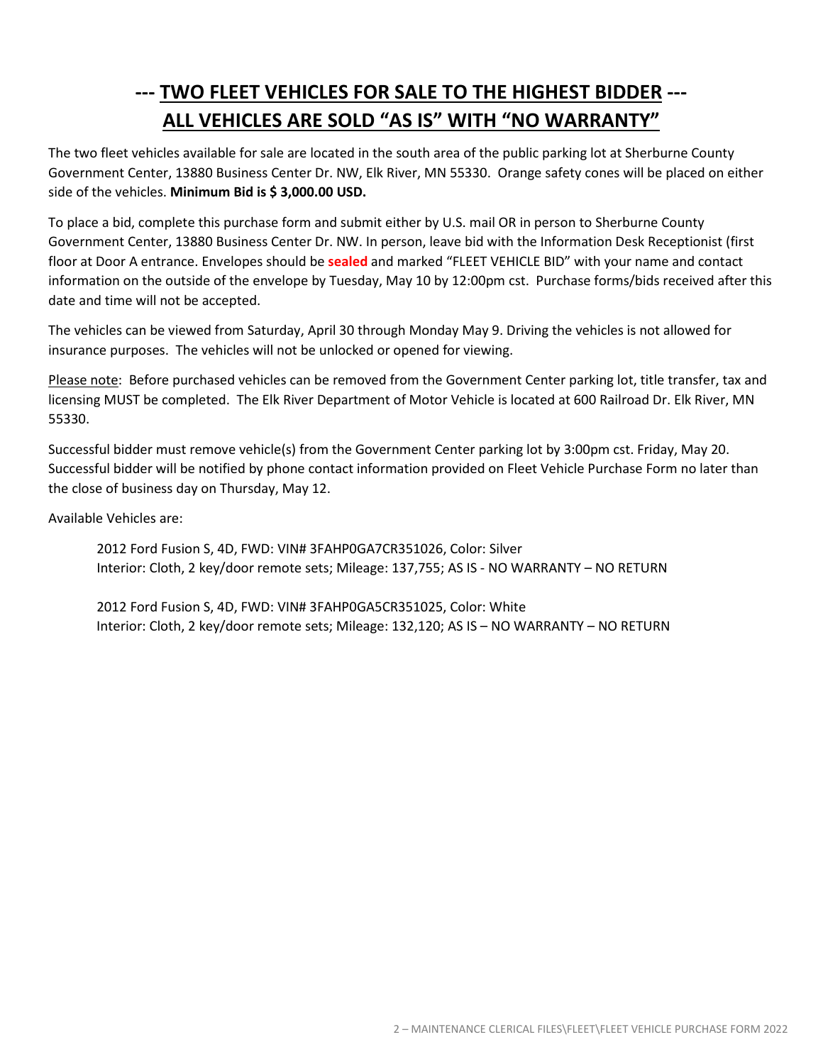# --- TWO FLEET VEHICLES FOR SALE TO THE HIGHEST BIDDER ---
# ALL VEHICLES ARE SOLD "AS IS" WITH "NO WARRANTY"

The two fleet vehicles available for sale are located in the south area of the public parking lot at Sherburne County Government Center, 13880 Business Center Dr. NW, Elk River, MN 55330. Orange safety cones will be placed on either side of the vehicles. **Minimum Bid is $ 3,000.00 USD.**

To place a bid, complete this purchase form and submit either by U.S. mail OR in person to Sherburne County Government Center, 13880 Business Center Dr. NW. In person, leave bid with the Information Desk Receptionist (first floor at Door A entrance. Envelopes should be **sealed** and marked "FLEET VEHICLE BID" with your name and contact information on the outside of the envelope by Tuesday, May 10 by 12:00pm cst. Purchase forms/bids received after this date and time will not be accepted.

The vehicles can be viewed from Saturday, April 30 through Monday May 9. Driving the vehicles is not allowed for insurance purposes. The vehicles will not be unlocked or opened for viewing.

Please note: Before purchased vehicles can be removed from the Government Center parking lot, title transfer, tax and licensing MUST be completed. The Elk River Department of Motor Vehicle is located at 600 Railroad Dr. Elk River, MN 55330.

Successful bidder must remove vehicle(s) from the Government Center parking lot by 3:00pm cst. Friday, May 20. Successful bidder will be notified by phone contact information provided on Fleet Vehicle Purchase Form no later than the close of business day on Thursday, May 12.

Available Vehicles are:

2012 Ford Fusion S, 4D, FWD: VIN# 3FAHP0GA7CR351026, Color: Silver
Interior: Cloth, 2 key/door remote sets; Mileage: 137,755; AS IS - NO WARRANTY – NO RETURN

2012 Ford Fusion S, 4D, FWD: VIN# 3FAHP0GA5CR351025, Color: White
Interior: Cloth, 2 key/door remote sets; Mileage: 132,120; AS IS – NO WARRANTY – NO RETURN

2 – MAINTENANCE CLERICAL FILES\FLEET\FLEET VEHICLE PURCHASE FORM 2022